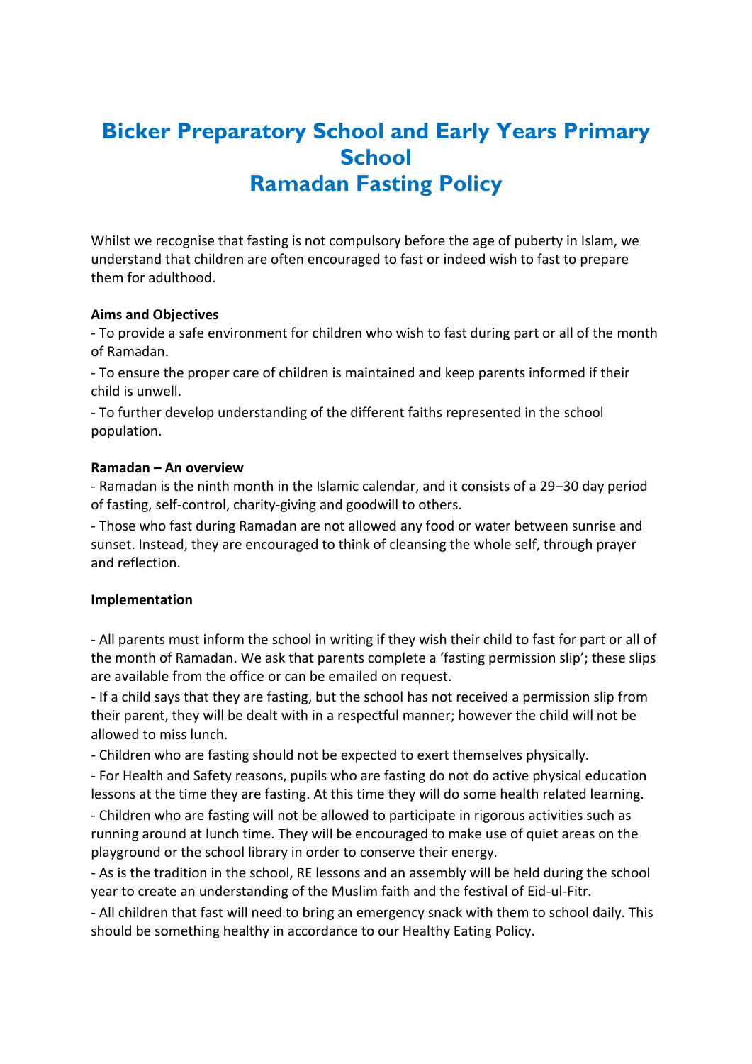# Bicker Preparatory School and Early Years Primary School
# Ramadan Fasting Policy

Whilst we recognise that fasting is not compulsory before the age of puberty in Islam, we understand that children are often encouraged to fast or indeed wish to fast to prepare them for adulthood.

**Aims and Objectives**

- To provide a safe environment for children who wish to fast during part or all of the month of Ramadan.
- To ensure the proper care of children is maintained and keep parents informed if their child is unwell.
- To further develop understanding of the different faiths represented in the school population.

**Ramadan – An overview**

- Ramadan is the ninth month in the Islamic calendar, and it consists of a 29–30 day period of fasting, self-control, charity-giving and goodwill to others.
- Those who fast during Ramadan are not allowed any food or water between sunrise and sunset. Instead, they are encouraged to think of cleansing the whole self, through prayer and reflection.

**Implementation**

- All parents must inform the school in writing if they wish their child to fast for part or all of the month of Ramadan. We ask that parents complete a 'fasting permission slip'; these slips are available from the office or can be emailed on request.
- If a child says that they are fasting, but the school has not received a permission slip from their parent, they will be dealt with in a respectful manner; however the child will not be allowed to miss lunch.
- Children who are fasting should not be expected to exert themselves physically.
- For Health and Safety reasons, pupils who are fasting do not do active physical education lessons at the time they are fasting. At this time they will do some health related learning.
- Children who are fasting will not be allowed to participate in rigorous activities such as running around at lunch time. They will be encouraged to make use of quiet areas on the playground or the school library in order to conserve their energy.
- As is the tradition in the school, RE lessons and an assembly will be held during the school year to create an understanding of the Muslim faith and the festival of Eid-ul-Fitr.
- All children that fast will need to bring an emergency snack with them to school daily. This should be something healthy in accordance to our Healthy Eating Policy.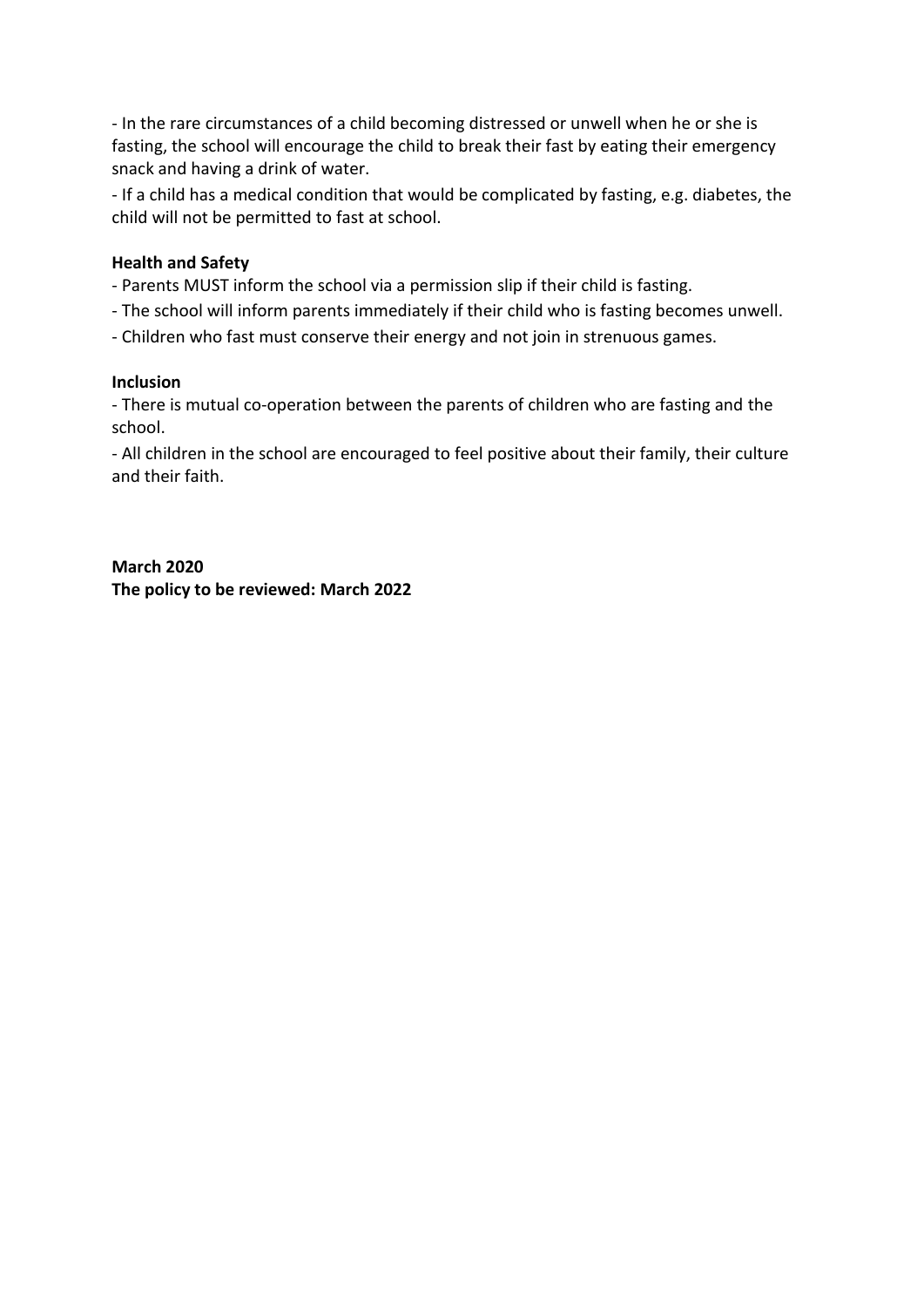- In the rare circumstances of a child becoming distressed or unwell when he or she is fasting, the school will encourage the child to break their fast by eating their emergency snack and having a drink of water.

- If a child has a medical condition that would be complicated by fasting, e.g. diabetes, the child will not be permitted to fast at school.

**Health and Safety**

- Parents MUST inform the school via a permission slip if their child is fasting.
- The school will inform parents immediately if their child who is fasting becomes unwell.
- Children who fast must conserve their energy and not join in strenuous games.

**Inclusion**

- There is mutual co-operation between the parents of children who are fasting and the school.
- All children in the school are encouraged to feel positive about their family, their culture and their faith.

**March 2020**
**The policy to be reviewed: March 2022**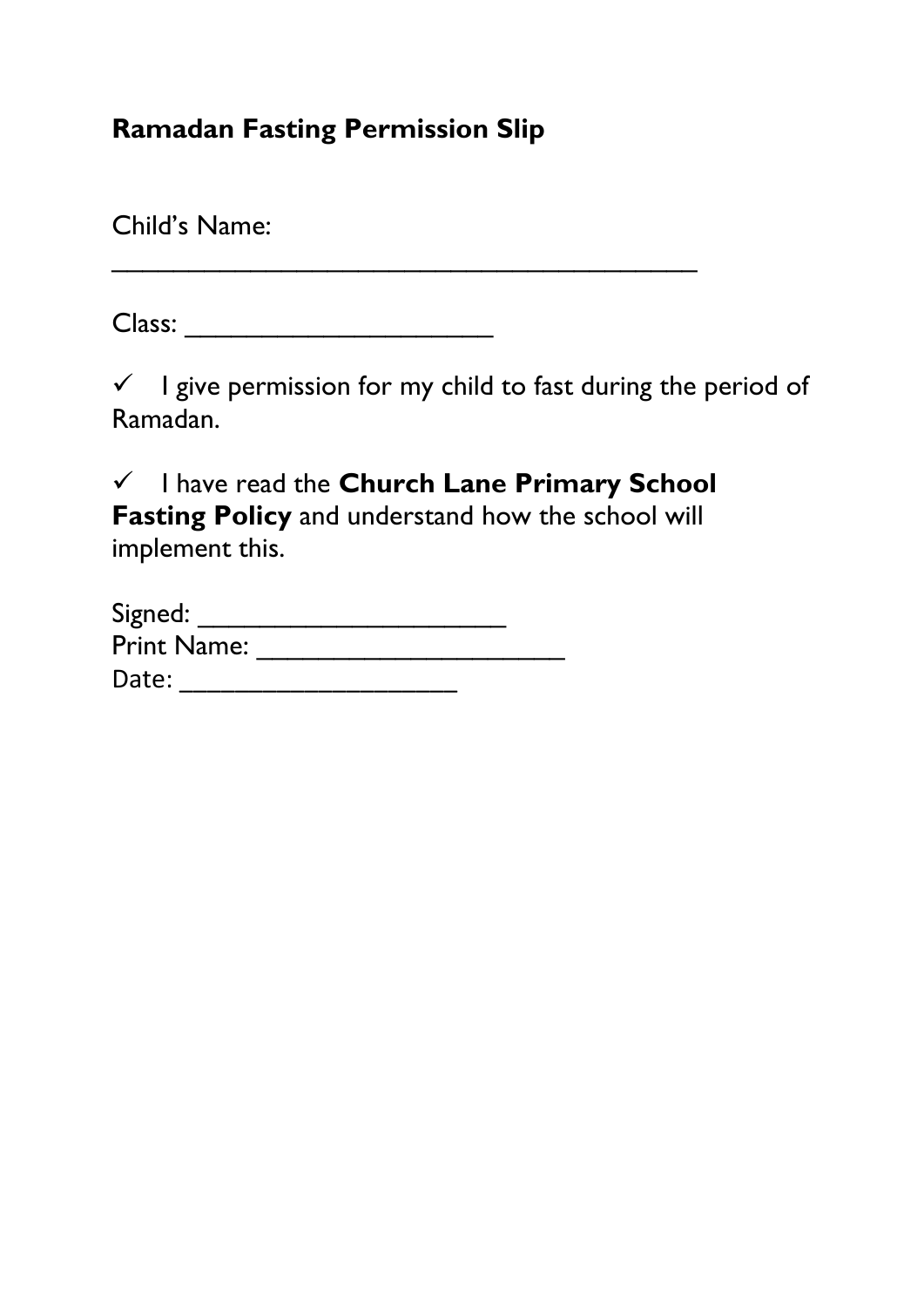**Ramadan Fasting Permission Slip**

Child's Name:
___________________________________________

Class: _____________________

✓ I give permission for my child to fast during the period of Ramadan.

✓ I have read the **Church Lane Primary School Fasting Policy** and understand how the school will implement this.

Signed: ______________________
Print Name: ______________________
Date: ____________________